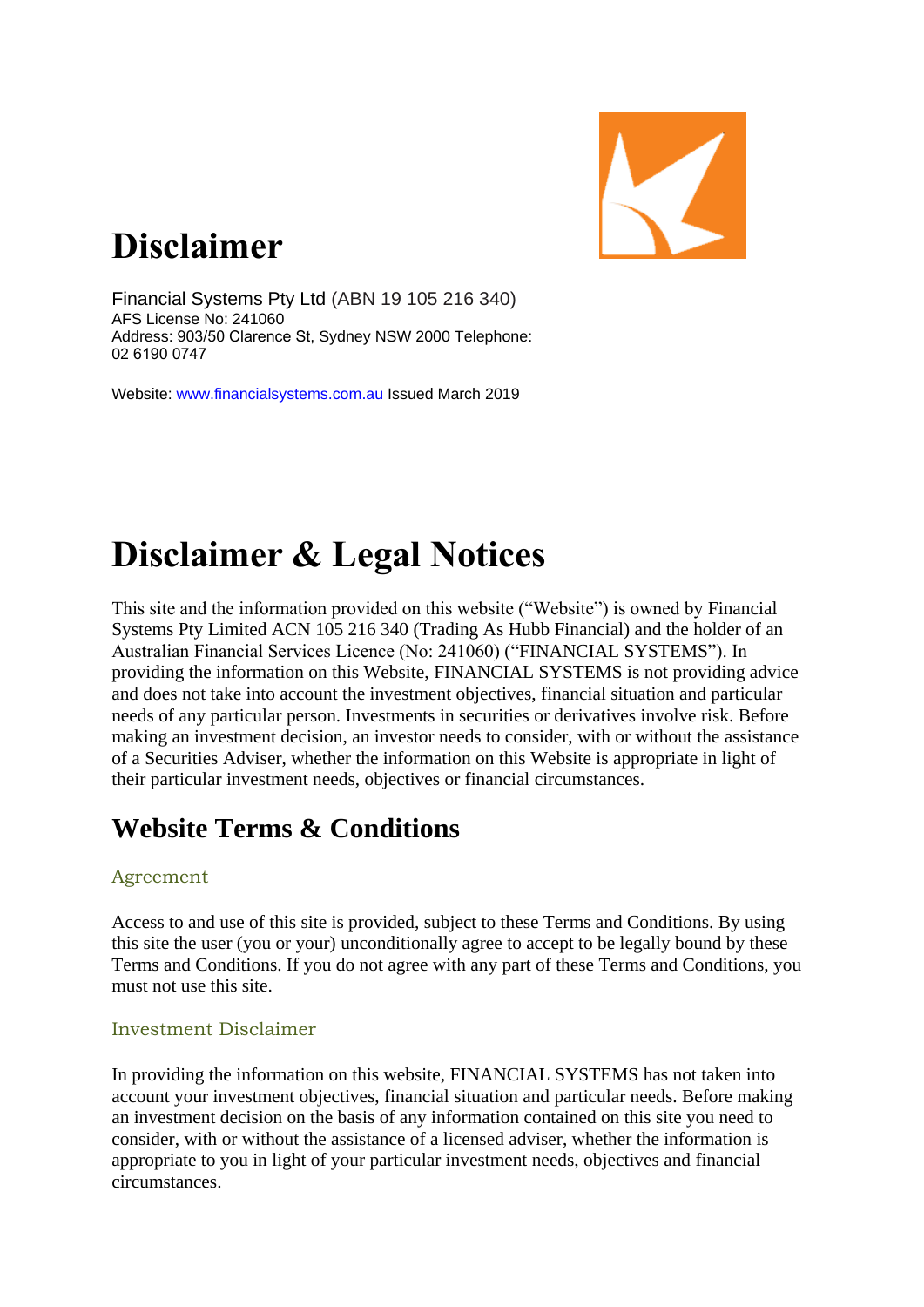# Disclaimer

Financial Systems Pty Ltd (ABN 19 105 216 340)
AFS License No: 241060
Address: 903/50 Clarence St, Sydney NSW 2000 Telephone: 02 6190 0747

Website: www.financialsystems.com.au Issued March 2019

# Disclaimer & Legal Notices

This site and the information provided on this website ("Website") is owned by Financial Systems Pty Limited ACN 105 216 340 (Trading As Hubb Financial) and the holder of an Australian Financial Services Licence (No: 241060) ("FINANCIAL SYSTEMS"). In providing the information on this Website, FINANCIAL SYSTEMS is not providing advice and does not take into account the investment objectives, financial situation and particular needs of any particular person. Investments in securities or derivatives involve risk. Before making an investment decision, an investor needs to consider, with or without the assistance of a Securities Adviser, whether the information on this Website is appropriate in light of their particular investment needs, objectives or financial circumstances.

## Website Terms & Conditions

### Agreement

Access to and use of this site is provided, subject to these Terms and Conditions. By using this site the user (you or your) unconditionally agree to accept to be legally bound by these Terms and Conditions. If you do not agree with any part of these Terms and Conditions, you must not use this site.

### Investment Disclaimer

In providing the information on this website, FINANCIAL SYSTEMS has not taken into account your investment objectives, financial situation and particular needs. Before making an investment decision on the basis of any information contained on this site you need to consider, with or without the assistance of a licensed adviser, whether the information is appropriate to you in light of your particular investment needs, objectives and financial circumstances.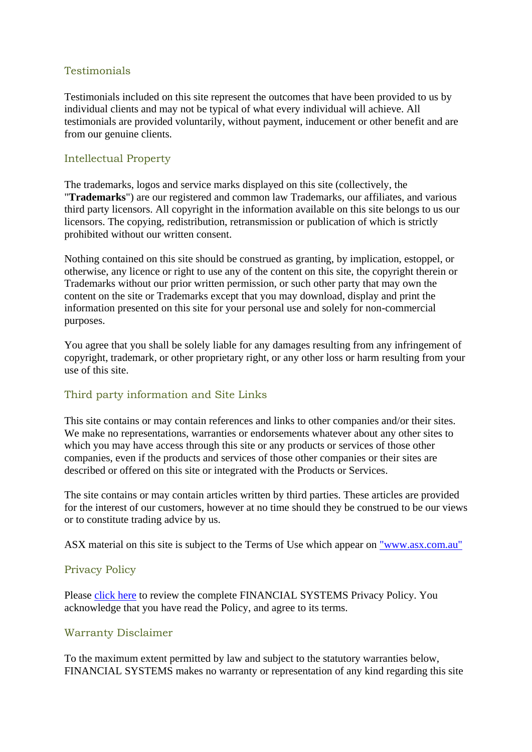## Testimonials

Testimonials included on this site represent the outcomes that have been provided to us by individual clients and may not be typical of what every individual will achieve. All testimonials are provided voluntarily, without payment, inducement or other benefit and are from our genuine clients.

## Intellectual Property

The trademarks, logos and service marks displayed on this site (collectively, the "**Trademarks**") are our registered and common law Trademarks, our affiliates, and various third party licensors. All copyright in the information available on this site belongs to us our licensors. The copying, redistribution, retransmission or publication of which is strictly prohibited without our written consent.

Nothing contained on this site should be construed as granting, by implication, estoppel, or otherwise, any licence or right to use any of the content on this site, the copyright therein or Trademarks without our prior written permission, or such other party that may own the content on the site or Trademarks except that you may download, display and print the information presented on this site for your personal use and solely for non-commercial purposes.

You agree that you shall be solely liable for any damages resulting from any infringement of copyright, trademark, or other proprietary right, or any other loss or harm resulting from your use of this site.

## Third party information and Site Links

This site contains or may contain references and links to other companies and/or their sites. We make no representations, warranties or endorsements whatever about any other sites to which you may have access through this site or any products or services of those other companies, even if the products and services of those other companies or their sites are described or offered on this site or integrated with the Products or Services.

The site contains or may contain articles written by third parties. These articles are provided for the interest of our customers, however at no time should they be construed to be our views or to constitute trading advice by us.

ASX material on this site is subject to the Terms of Use which appear on "www.asx.com.au"

## Privacy Policy

Please click here to review the complete FINANCIAL SYSTEMS Privacy Policy. You acknowledge that you have read the Policy, and agree to its terms.

## Warranty Disclaimer

To the maximum extent permitted by law and subject to the statutory warranties below, FINANCIAL SYSTEMS makes no warranty or representation of any kind regarding this site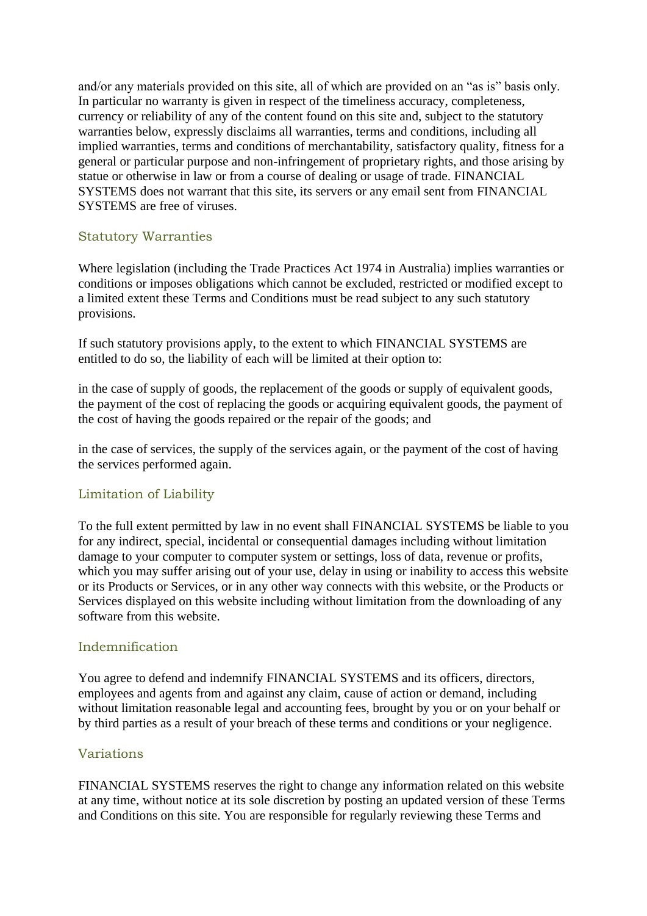and/or any materials provided on this site, all of which are provided on an "as is" basis only. In particular no warranty is given in respect of the timeliness accuracy, completeness, currency or reliability of any of the content found on this site and, subject to the statutory warranties below, expressly disclaims all warranties, terms and conditions, including all implied warranties, terms and conditions of merchantability, satisfactory quality, fitness for a general or particular purpose and non-infringement of proprietary rights, and those arising by statue or otherwise in law or from a course of dealing or usage of trade. FINANCIAL SYSTEMS does not warrant that this site, its servers or any email sent from FINANCIAL SYSTEMS are free of viruses.

## Statutory Warranties

Where legislation (including the Trade Practices Act 1974 in Australia) implies warranties or conditions or imposes obligations which cannot be excluded, restricted or modified except to a limited extent these Terms and Conditions must be read subject to any such statutory provisions.

If such statutory provisions apply, to the extent to which FINANCIAL SYSTEMS are entitled to do so, the liability of each will be limited at their option to:

in the case of supply of goods, the replacement of the goods or supply of equivalent goods, the payment of the cost of replacing the goods or acquiring equivalent goods, the payment of the cost of having the goods repaired or the repair of the goods; and

in the case of services, the supply of the services again, or the payment of the cost of having the services performed again.

## Limitation of Liability

To the full extent permitted by law in no event shall FINANCIAL SYSTEMS be liable to you for any indirect, special, incidental or consequential damages including without limitation damage to your computer to computer system or settings, loss of data, revenue or profits, which you may suffer arising out of your use, delay in using or inability to access this website or its Products or Services, or in any other way connects with this website, or the Products or Services displayed on this website including without limitation from the downloading of any software from this website.

## Indemnification

You agree to defend and indemnify FINANCIAL SYSTEMS and its officers, directors, employees and agents from and against any claim, cause of action or demand, including without limitation reasonable legal and accounting fees, brought by you or on your behalf or by third parties as a result of your breach of these terms and conditions or your negligence.

## Variations

FINANCIAL SYSTEMS reserves the right to change any information related on this website at any time, without notice at its sole discretion by posting an updated version of these Terms and Conditions on this site. You are responsible for regularly reviewing these Terms and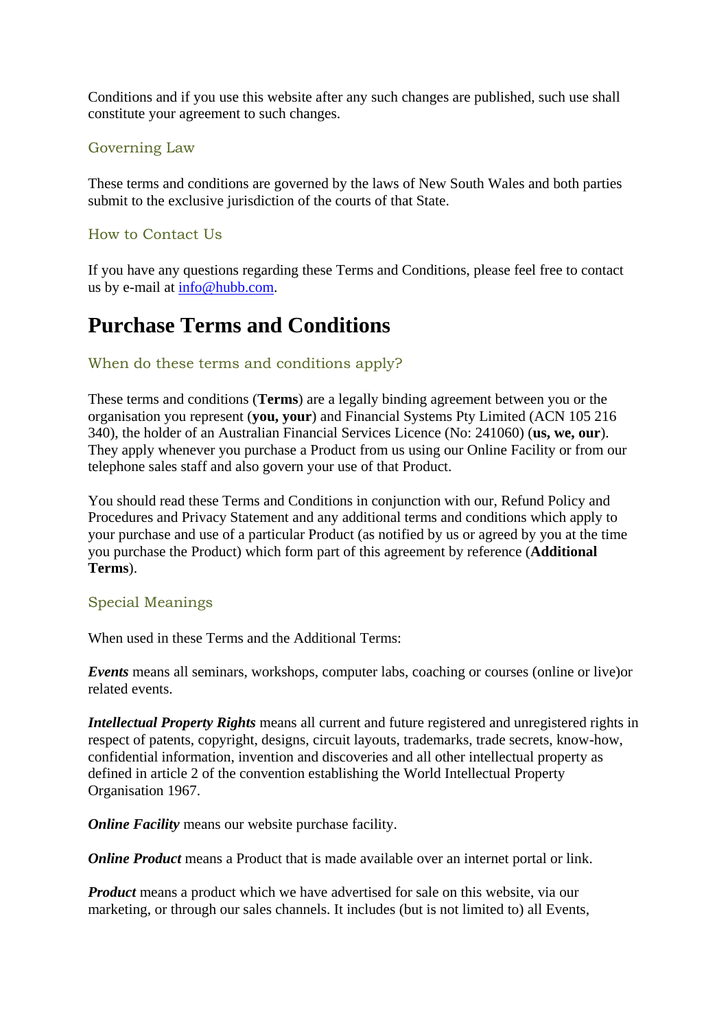Conditions and if you use this website after any such changes are published, such use shall constitute your agreement to such changes.

### Governing Law

These terms and conditions are governed by the laws of New South Wales and both parties submit to the exclusive jurisdiction of the courts of that State.

### How to Contact Us

If you have any questions regarding these Terms and Conditions, please feel free to contact us by e-mail at info@hubb.com.

# Purchase Terms and Conditions

### When do these terms and conditions apply?

These terms and conditions (**Terms**) are a legally binding agreement between you or the organisation you represent (**you, your**) and Financial Systems Pty Limited (ACN 105 216 340), the holder of an Australian Financial Services Licence (No: 241060) (**us, we, our**). They apply whenever you purchase a Product from us using our Online Facility or from our telephone sales staff and also govern your use of that Product.

You should read these Terms and Conditions in conjunction with our, Refund Policy and Procedures and Privacy Statement and any additional terms and conditions which apply to your purchase and use of a particular Product (as notified by us or agreed by you at the time you purchase the Product) which form part of this agreement by reference (**Additional Terms**).

### Special Meanings

When used in these Terms and the Additional Terms:

***Events*** means all seminars, workshops, computer labs, coaching or courses (online or live)or related events.

***Intellectual Property Rights*** means all current and future registered and unregistered rights in respect of patents, copyright, designs, circuit layouts, trademarks, trade secrets, know-how, confidential information, invention and discoveries and all other intellectual property as defined in article 2 of the convention establishing the World Intellectual Property Organisation 1967.

***Online Facility*** means our website purchase facility.

***Online Product*** means a Product that is made available over an internet portal or link.

***Product*** means a product which we have advertised for sale on this website, via our marketing, or through our sales channels. It includes (but is not limited to) all Events,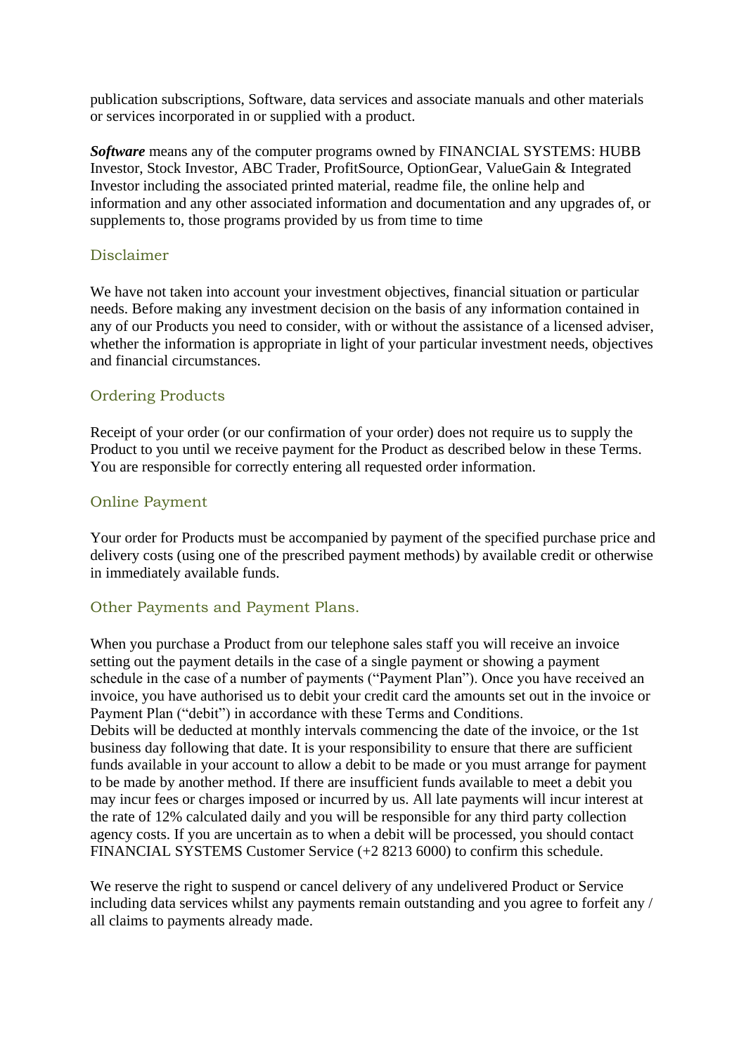publication subscriptions, Software, data services and associate manuals and other materials or services incorporated in or supplied with a product.

***Software*** means any of the computer programs owned by FINANCIAL SYSTEMS: HUBB Investor, Stock Investor, ABC Trader, ProfitSource, OptionGear, ValueGain & Integrated Investor including the associated printed material, readme file, the online help and information and any other associated information and documentation and any upgrades of, or supplements to, those programs provided by us from time to time

## Disclaimer

We have not taken into account your investment objectives, financial situation or particular needs. Before making any investment decision on the basis of any information contained in any of our Products you need to consider, with or without the assistance of a licensed adviser, whether the information is appropriate in light of your particular investment needs, objectives and financial circumstances.

## Ordering Products

Receipt of your order (or our confirmation of your order) does not require us to supply the Product to you until we receive payment for the Product as described below in these Terms. You are responsible for correctly entering all requested order information.

## Online Payment

Your order for Products must be accompanied by payment of the specified purchase price and delivery costs (using one of the prescribed payment methods) by available credit or otherwise in immediately available funds.

## Other Payments and Payment Plans.

When you purchase a Product from our telephone sales staff you will receive an invoice setting out the payment details in the case of a single payment or showing a payment schedule in the case of a number of payments ("Payment Plan"). Once you have received an invoice, you have authorised us to debit your credit card the amounts set out in the invoice or Payment Plan ("debit") in accordance with these Terms and Conditions.
Debits will be deducted at monthly intervals commencing the date of the invoice, or the 1st business day following that date. It is your responsibility to ensure that there are sufficient funds available in your account to allow a debit to be made or you must arrange for payment to be made by another method. If there are insufficient funds available to meet a debit you may incur fees or charges imposed or incurred by us. All late payments will incur interest at the rate of 12% calculated daily and you will be responsible for any third party collection agency costs. If you are uncertain as to when a debit will be processed, you should contact FINANCIAL SYSTEMS Customer Service (+2 8213 6000) to confirm this schedule.

We reserve the right to suspend or cancel delivery of any undelivered Product or Service including data services whilst any payments remain outstanding and you agree to forfeit any / all claims to payments already made.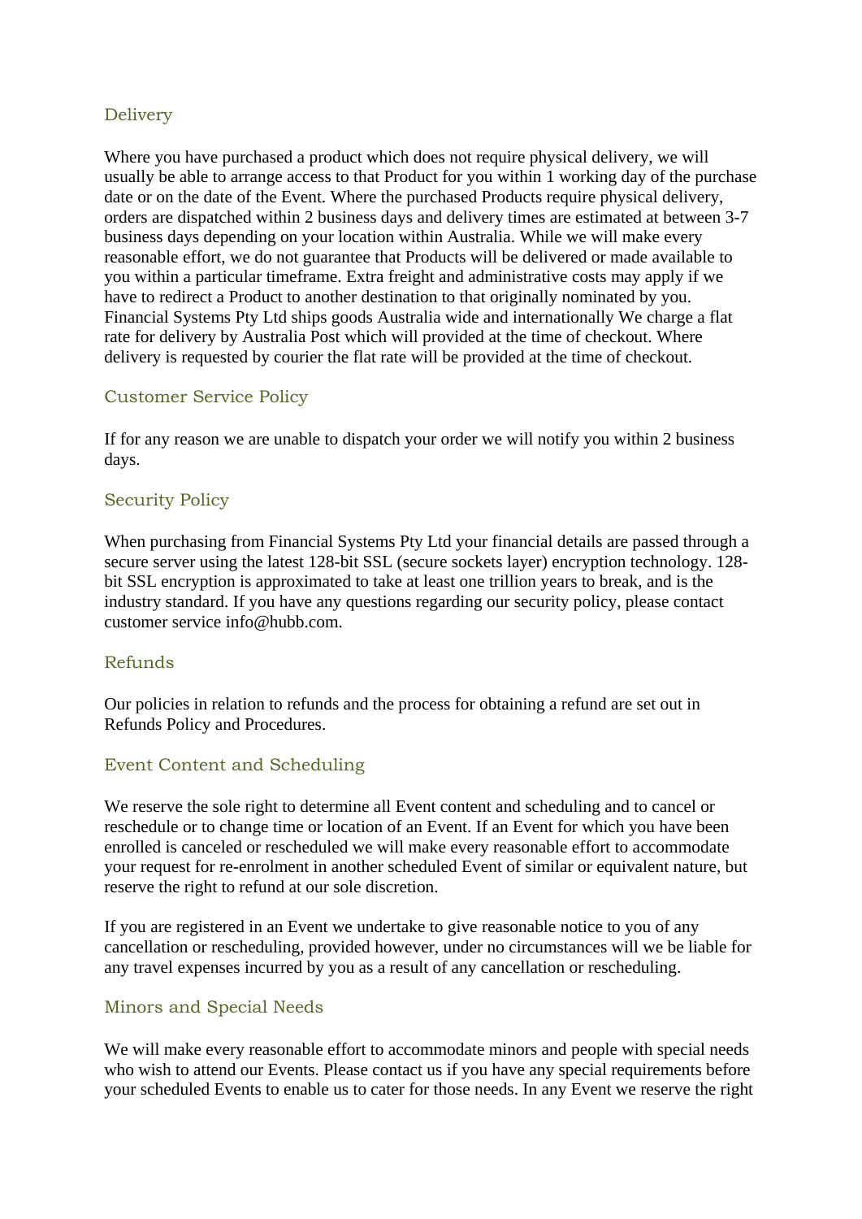## Delivery

Where you have purchased a product which does not require physical delivery, we will usually be able to arrange access to that Product for you within 1 working day of the purchase date or on the date of the Event. Where the purchased Products require physical delivery, orders are dispatched within 2 business days and delivery times are estimated at between 3-7 business days depending on your location within Australia. While we will make every reasonable effort, we do not guarantee that Products will be delivered or made available to you within a particular timeframe. Extra freight and administrative costs may apply if we have to redirect a Product to another destination to that originally nominated by you. Financial Systems Pty Ltd ships goods Australia wide and internationally We charge a flat rate for delivery by Australia Post which will provided at the time of checkout. Where delivery is requested by courier the flat rate will be provided at the time of checkout.

## Customer Service Policy

If for any reason we are unable to dispatch your order we will notify you within 2 business days.

## Security Policy

When purchasing from Financial Systems Pty Ltd your financial details are passed through a secure server using the latest 128-bit SSL (secure sockets layer) encryption technology. 128-bit SSL encryption is approximated to take at least one trillion years to break, and is the industry standard. If you have any questions regarding our security policy, please contact customer service info@hubb.com.

## Refunds

Our policies in relation to refunds and the process for obtaining a refund are set out in Refunds Policy and Procedures.

## Event Content and Scheduling

We reserve the sole right to determine all Event content and scheduling and to cancel or reschedule or to change time or location of an Event. If an Event for which you have been enrolled is canceled or rescheduled we will make every reasonable effort to accommodate your request for re-enrolment in another scheduled Event of similar or equivalent nature, but reserve the right to refund at our sole discretion.

If you are registered in an Event we undertake to give reasonable notice to you of any cancellation or rescheduling, provided however, under no circumstances will we be liable for any travel expenses incurred by you as a result of any cancellation or rescheduling.

## Minors and Special Needs

We will make every reasonable effort to accommodate minors and people with special needs who wish to attend our Events. Please contact us if you have any special requirements before your scheduled Events to enable us to cater for those needs. In any Event we reserve the right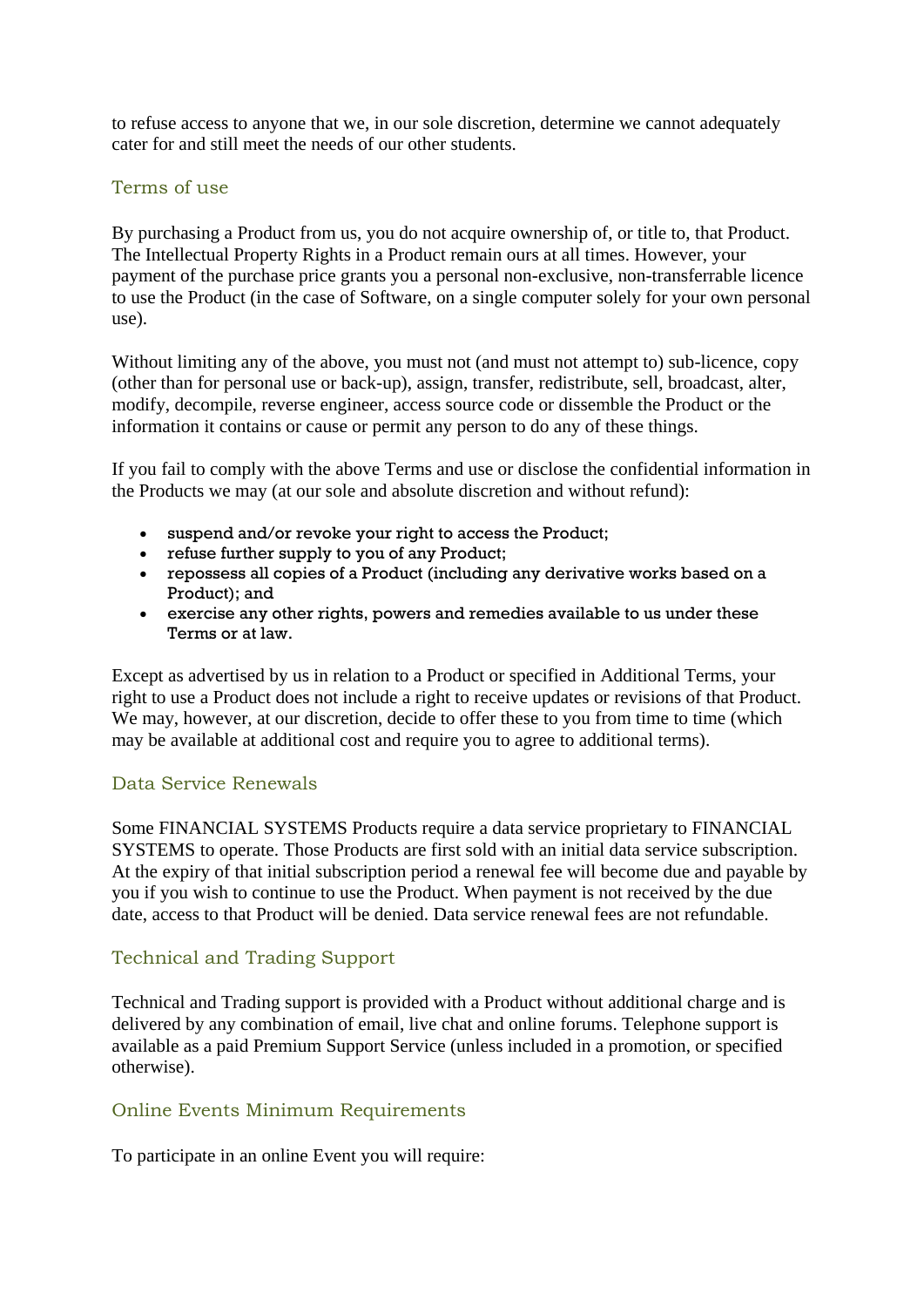to refuse access to anyone that we, in our sole discretion, determine we cannot adequately cater for and still meet the needs of our other students.

## Terms of use

By purchasing a Product from us, you do not acquire ownership of, or title to, that Product. The Intellectual Property Rights in a Product remain ours at all times. However, your payment of the purchase price grants you a personal non-exclusive, non-transferrable licence to use the Product (in the case of Software, on a single computer solely for your own personal use).

Without limiting any of the above, you must not (and must not attempt to) sub-licence, copy (other than for personal use or back-up), assign, transfer, redistribute, sell, broadcast, alter, modify, decompile, reverse engineer, access source code or dissemble the Product or the information it contains or cause or permit any person to do any of these things.

If you fail to comply with the above Terms and use or disclose the confidential information in the Products we may (at our sole and absolute discretion and without refund):

- suspend and/or revoke your right to access the Product;
- refuse further supply to you of any Product;
- repossess all copies of a Product (including any derivative works based on a Product); and
- exercise any other rights, powers and remedies available to us under these Terms or at law.

Except as advertised by us in relation to a Product or specified in Additional Terms, your right to use a Product does not include a right to receive updates or revisions of that Product. We may, however, at our discretion, decide to offer these to you from time to time (which may be available at additional cost and require you to agree to additional terms).

## Data Service Renewals

Some FINANCIAL SYSTEMS Products require a data service proprietary to FINANCIAL SYSTEMS to operate. Those Products are first sold with an initial data service subscription. At the expiry of that initial subscription period a renewal fee will become due and payable by you if you wish to continue to use the Product. When payment is not received by the due date, access to that Product will be denied. Data service renewal fees are not refundable.

## Technical and Trading Support

Technical and Trading support is provided with a Product without additional charge and is delivered by any combination of email, live chat and online forums. Telephone support is available as a paid Premium Support Service (unless included in a promotion, or specified otherwise).

## Online Events Minimum Requirements

To participate in an online Event you will require: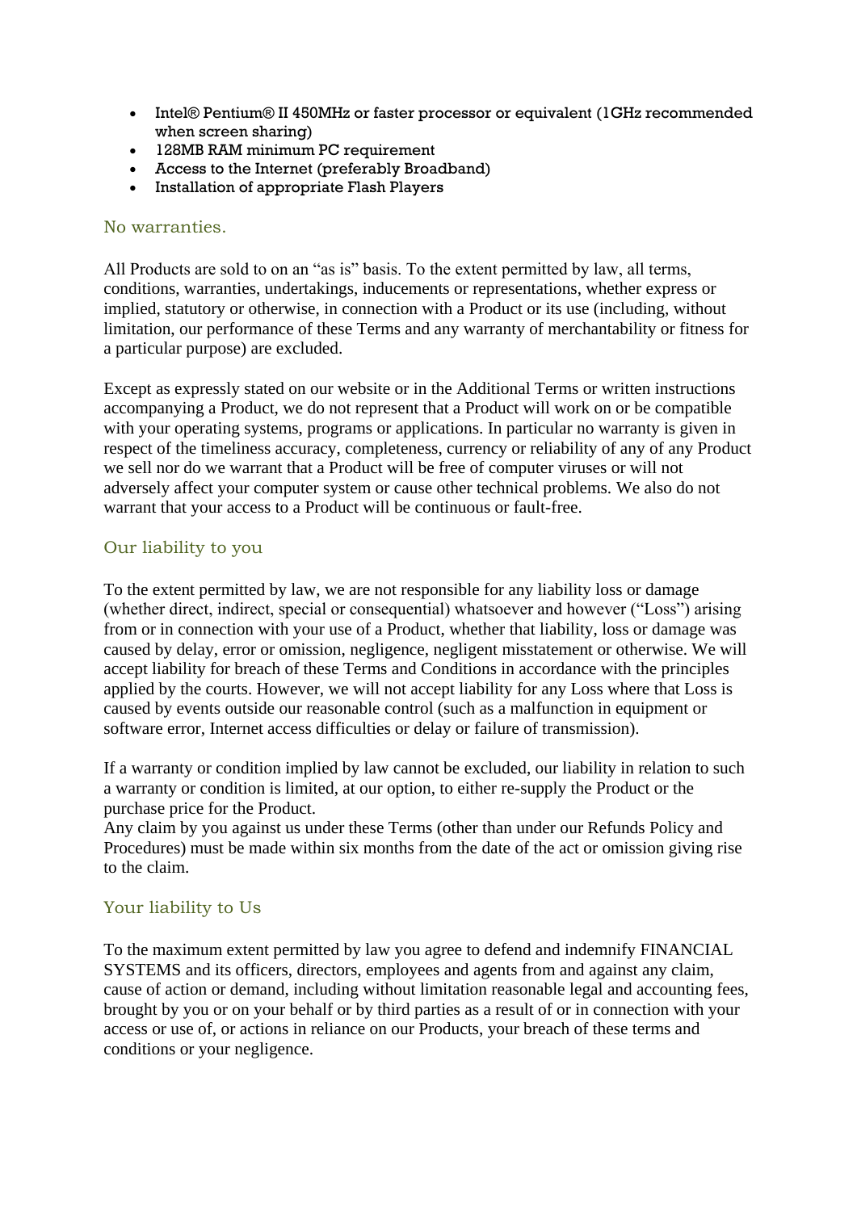- Intel® Pentium® II 450MHz or faster processor or equivalent (1GHz recommended when screen sharing)
- 128MB RAM minimum PC requirement
- Access to the Internet (preferably Broadband)
- Installation of appropriate Flash Players

## No warranties.

All Products are sold to on an "as is" basis. To the extent permitted by law, all terms, conditions, warranties, undertakings, inducements or representations, whether express or implied, statutory or otherwise, in connection with a Product or its use (including, without limitation, our performance of these Terms and any warranty of merchantability or fitness for a particular purpose) are excluded.

Except as expressly stated on our website or in the Additional Terms or written instructions accompanying a Product, we do not represent that a Product will work on or be compatible with your operating systems, programs or applications. In particular no warranty is given in respect of the timeliness accuracy, completeness, currency or reliability of any of any Product we sell nor do we warrant that a Product will be free of computer viruses or will not adversely affect your computer system or cause other technical problems. We also do not warrant that your access to a Product will be continuous or fault-free.

## Our liability to you

To the extent permitted by law, we are not responsible for any liability loss or damage (whether direct, indirect, special or consequential) whatsoever and however ("Loss") arising from or in connection with your use of a Product, whether that liability, loss or damage was caused by delay, error or omission, negligence, negligent misstatement or otherwise. We will accept liability for breach of these Terms and Conditions in accordance with the principles applied by the courts. However, we will not accept liability for any Loss where that Loss is caused by events outside our reasonable control (such as a malfunction in equipment or software error, Internet access difficulties or delay or failure of transmission).

If a warranty or condition implied by law cannot be excluded, our liability in relation to such a warranty or condition is limited, at our option, to either re-supply the Product or the purchase price for the Product.
Any claim by you against us under these Terms (other than under our Refunds Policy and Procedures) must be made within six months from the date of the act or omission giving rise to the claim.

## Your liability to Us

To the maximum extent permitted by law you agree to defend and indemnify FINANCIAL SYSTEMS and its officers, directors, employees and agents from and against any claim, cause of action or demand, including without limitation reasonable legal and accounting fees, brought by you or on your behalf or by third parties as a result of or in connection with your access or use of, or actions in reliance on our Products, your breach of these terms and conditions or your negligence.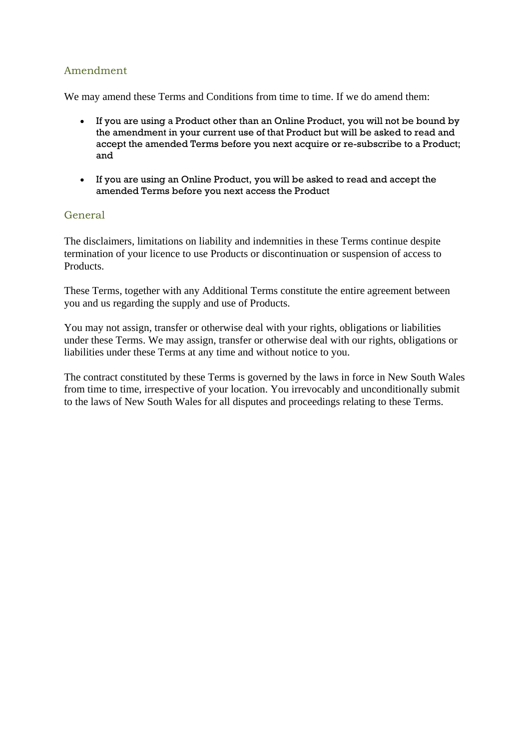## Amendment

We may amend these Terms and Conditions from time to time. If we do amend them:

- If you are using a Product other than an Online Product, you will not be bound by the amendment in your current use of that Product but will be asked to read and accept the amended Terms before you next acquire or re-subscribe to a Product; and

- If you are using an Online Product, you will be asked to read and accept the amended Terms before you next access the Product

## General

The disclaimers, limitations on liability and indemnities in these Terms continue despite termination of your licence to use Products or discontinuation or suspension of access to Products.

These Terms, together with any Additional Terms constitute the entire agreement between you and us regarding the supply and use of Products.

You may not assign, transfer or otherwise deal with your rights, obligations or liabilities under these Terms. We may assign, transfer or otherwise deal with our rights, obligations or liabilities under these Terms at any time and without notice to you.

The contract constituted by these Terms is governed by the laws in force in New South Wales from time to time, irrespective of your location. You irrevocably and unconditionally submit to the laws of New South Wales for all disputes and proceedings relating to these Terms.